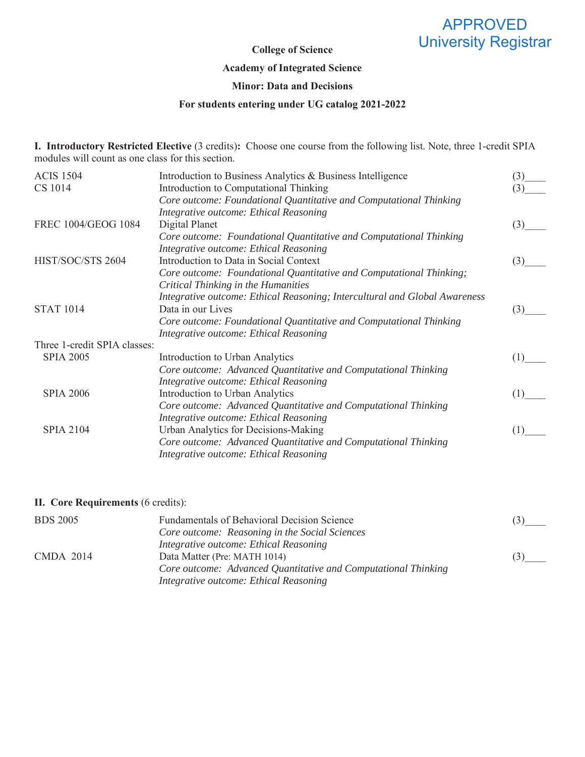APPROVED
University Registrar

**College of Science**

**Academy of Integrated Science**

**Minor: Data and Decisions**

**For students entering under UG catalog 2021-2022**

**I. Introductory Restricted Elective** (3 credits)**:** Choose one course from the following list. Note, three 1-credit SPIA modules will count as one class for this section.

| | | |
|---|---|---|
| ACIS 1504 | Introduction to Business Analytics & Business Intelligence | (3)____ |
| CS 1014 | Introduction to Computational Thinking<br>*Core outcome: Foundational Quantitative and Computational Thinking*<br>*Integrative outcome: Ethical Reasoning* | (3)____ |
| FREC 1004/GEOG 1084 | Digital Planet<br>*Core outcome: Foundational Quantitative and Computational Thinking*<br>*Integrative outcome: Ethical Reasoning* | (3)____ |
| HIST/SOC/STS 2604 | Introduction to Data in Social Context<br>*Core outcome: Foundational Quantitative and Computational Thinking; Critical Thinking in the Humanities*<br>*Integrative outcome: Ethical Reasoning; Intercultural and Global Awareness* | (3)____ |
| STAT 1014 | Data in our Lives<br>*Core outcome: Foundational Quantitative and Computational Thinking*<br>*Integrative outcome: Ethical Reasoning* | (3)____ |
| Three 1-credit SPIA classes: | | |
| SPIA 2005 | Introduction to Urban Analytics<br>*Core outcome: Advanced Quantitative and Computational Thinking*<br>*Integrative outcome: Ethical Reasoning* | (1)____ |
| SPIA 2006 | Introduction to Urban Analytics<br>*Core outcome: Advanced Quantitative and Computational Thinking*<br>*Integrative outcome: Ethical Reasoning* | (1)____ |
| SPIA 2104 | Urban Analytics for Decisions-Making<br>*Core outcome: Advanced Quantitative and Computational Thinking*<br>*Integrative outcome: Ethical Reasoning* | (1)____ |

**II. Core Requirements** (6 credits):

| | | |
|---|---|---|
| BDS 2005 | Fundamentals of Behavioral Decision Science<br>*Core outcome: Reasoning in the Social Sciences*<br>*Integrative outcome: Ethical Reasoning* | (3)____ |
| CMDA 2014 | Data Matter (Pre: MATH 1014)<br>*Core outcome: Advanced Quantitative and Computational Thinking*<br>*Integrative outcome: Ethical Reasoning* | (3)____ |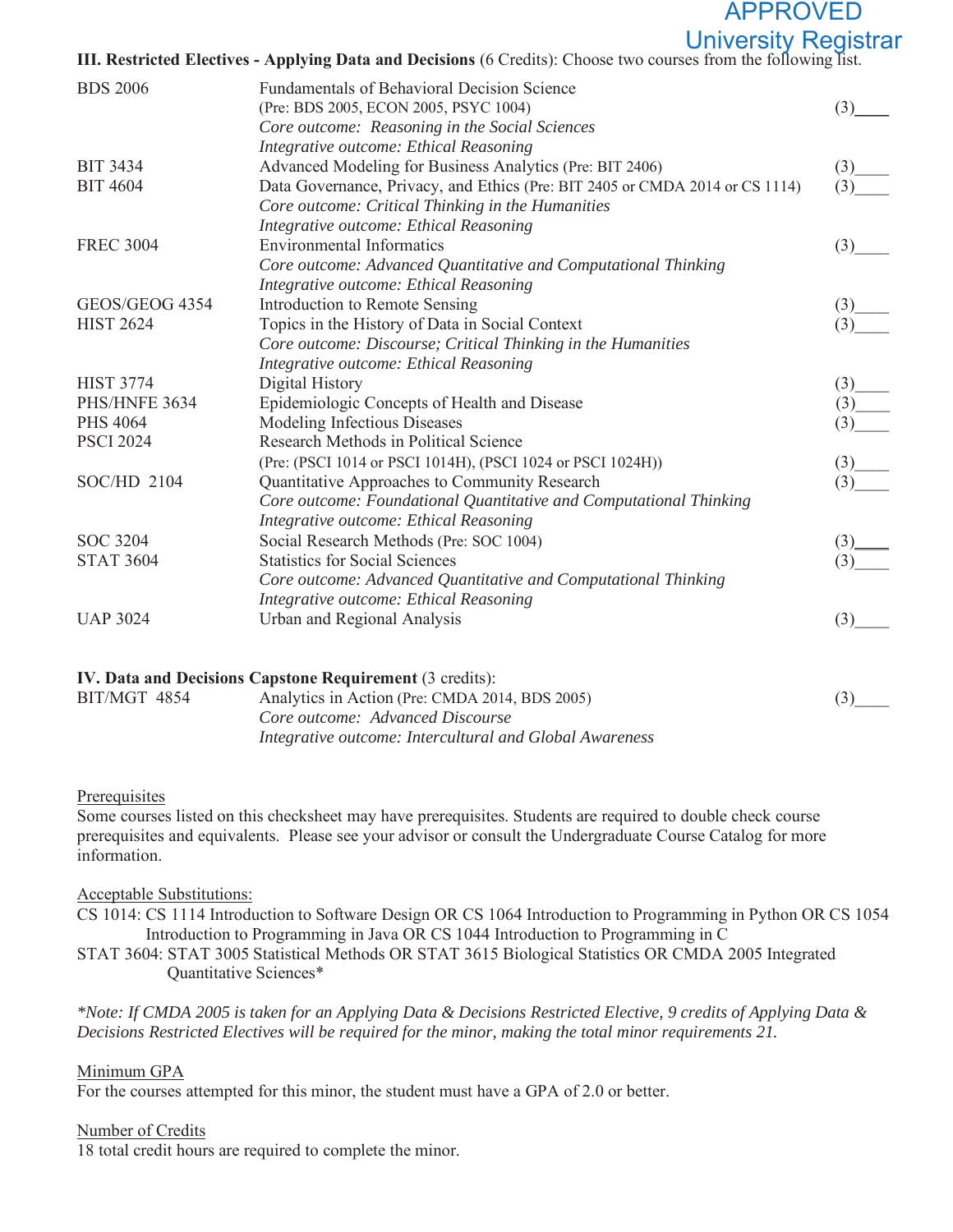APPROVED
University Registrar

**III. Restricted Electives - Applying Data and Decisions** (6 Credits): Choose two courses from the following list.

| | | |
|---|---|---|
| BDS 2006 | Fundamentals of Behavioral Decision Science<br>(Pre: BDS 2005, ECON 2005, PSYC 1004)<br>*Core outcome: Reasoning in the Social Sciences*<br>*Integrative outcome: Ethical Reasoning* | (3)____ |
| BIT 3434 | Advanced Modeling for Business Analytics (Pre: BIT 2406) | (3)____ |
| BIT 4604 | Data Governance, Privacy, and Ethics (Pre: BIT 2405 or CMDA 2014 or CS 1114)<br>*Core outcome: Critical Thinking in the Humanities*<br>*Integrative outcome: Ethical Reasoning* | (3)____ |
| FREC 3004 | Environmental Informatics<br>*Core outcome: Advanced Quantitative and Computational Thinking*<br>*Integrative outcome: Ethical Reasoning* | (3)____ |
| GEOS/GEOG 4354 | Introduction to Remote Sensing | (3)____ |
| HIST 2624 | Topics in the History of Data in Social Context<br>*Core outcome: Discourse; Critical Thinking in the Humanities*<br>*Integrative outcome: Ethical Reasoning* | (3)____ |
| HIST 3774 | Digital History | (3)____ |
| PHS/HNFE 3634 | Epidemiologic Concepts of Health and Disease | (3)____ |
| PHS 4064 | Modeling Infectious Diseases | (3)____ |
| PSCI 2024 | Research Methods in Political Science<br>(Pre: (PSCI 1014 or PSCI 1014H), (PSCI 1024 or PSCI 1024H)) | (3)____ |
| SOC/HD 2104 | Quantitative Approaches to Community Research<br>*Core outcome: Foundational Quantitative and Computational Thinking*<br>*Integrative outcome: Ethical Reasoning* | (3)____ |
| SOC 3204 | Social Research Methods (Pre: SOC 1004) | (3)____ |
| STAT 3604 | Statistics for Social Sciences<br>*Core outcome: Advanced Quantitative and Computational Thinking*<br>*Integrative outcome: Ethical Reasoning* | (3)____ |
| UAP 3024 | Urban and Regional Analysis | (3)____ |

**IV. Data and Decisions Capstone Requirement** (3 credits):

| | | |
|---|---|---|
| BIT/MGT 4854 | Analytics in Action (Pre: CMDA 2014, BDS 2005)<br>*Core outcome: Advanced Discourse*<br>*Integrative outcome: Intercultural and Global Awareness* | (3)____ |

Prerequisites
Some courses listed on this checksheet may have prerequisites. Students are required to double check course prerequisites and equivalents. Please see your advisor or consult the Undergraduate Course Catalog for more information.

Acceptable Substitutions:
CS 1014: CS 1114 Introduction to Software Design OR CS 1064 Introduction to Programming in Python OR CS 1054 Introduction to Programming in Java OR CS 1044 Introduction to Programming in C
STAT 3604: STAT 3005 Statistical Methods OR STAT 3615 Biological Statistics OR CMDA 2005 Integrated Quantitative Sciences*

*\*Note: If CMDA 2005 is taken for an Applying Data & Decisions Restricted Elective, 9 credits of Applying Data & Decisions Restricted Electives will be required for the minor, making the total minor requirements 21.*

Minimum GPA
For the courses attempted for this minor, the student must have a GPA of 2.0 or better.

Number of Credits
18 total credit hours are required to complete the minor.